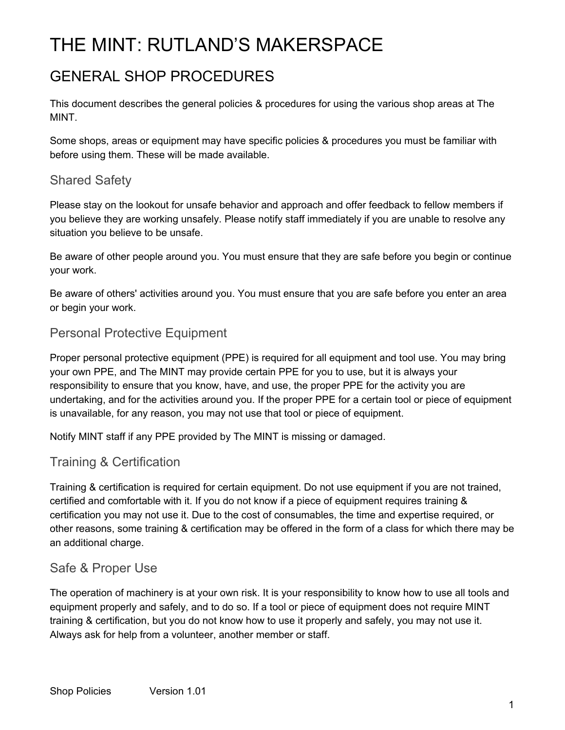# THE MINT: RUTLAND'S MAKERSPACE

## GENERAL SHOP PROCEDURES

This document describes the general policies & procedures for using the various shop areas at The MINT.

Some shops, areas or equipment may have specific policies & procedures you must be familiar with before using them. These will be made available.

### Shared Safety

Please stay on the lookout for unsafe behavior and approach and offer feedback to fellow members if you believe they are working unsafely. Please notify staff immediately if you are unable to resolve any situation you believe to be unsafe.

Be aware of other people around you. You must ensure that they are safe before you begin or continue your work.

Be aware of others' activities around you. You must ensure that you are safe before you enter an area or begin your work.

### Personal Protective Equipment

Proper personal protective equipment (PPE) is required for all equipment and tool use. You may bring your own PPE, and The MINT may provide certain PPE for you to use, but it is always your responsibility to ensure that you know, have, and use, the proper PPE for the activity you are undertaking, and for the activities around you. If the proper PPE for a certain tool or piece of equipment is unavailable, for any reason, you may not use that tool or piece of equipment.

Notify MINT staff if any PPE provided by The MINT is missing or damaged.

### Training & Certification

Training & certification is required for certain equipment. Do not use equipment if you are not trained, certified and comfortable with it. If you do not know if a piece of equipment requires training & certification you may not use it. Due to the cost of consumables, the time and expertise required, or other reasons, some training & certification may be offered in the form of a class for which there may be an additional charge.

### Safe & Proper Use

The operation of machinery is at your own risk. It is your responsibility to know how to use all tools and equipment properly and safely, and to do so. If a tool or piece of equipment does not require MINT training & certification, but you do not know how to use it properly and safely, you may not use it. Always ask for help from a volunteer, another member or staff.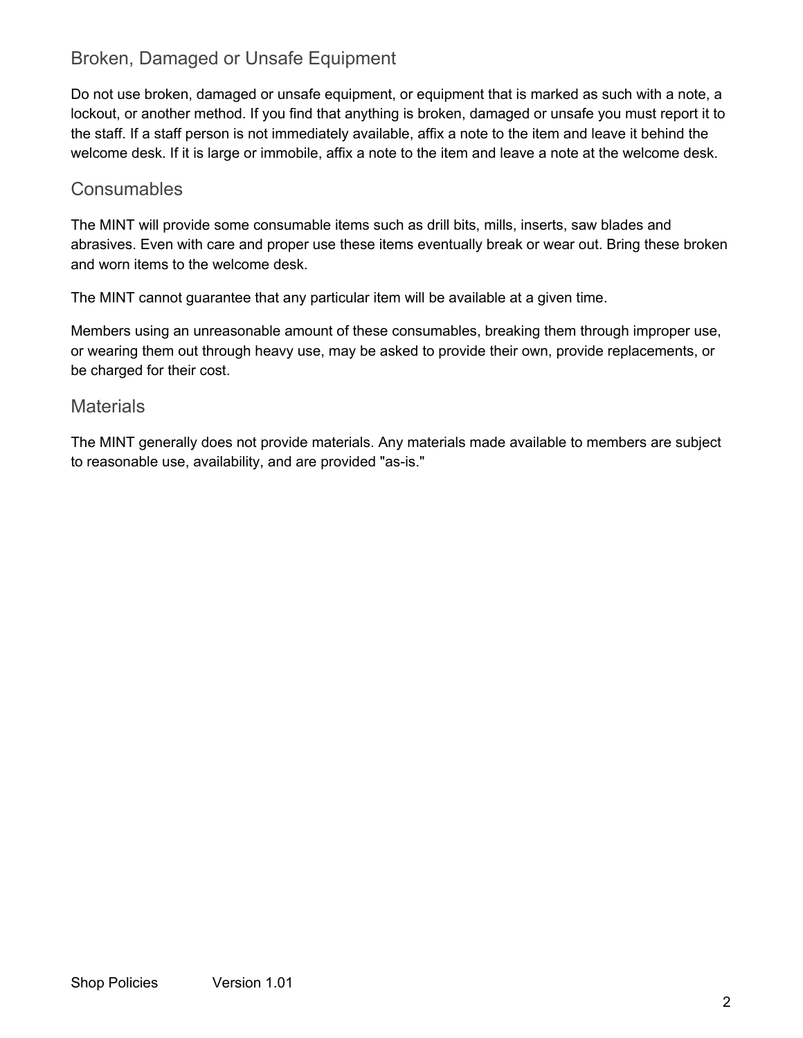## Broken, Damaged or Unsafe Equipment

Do not use broken, damaged or unsafe equipment, or equipment that is marked as such with a note, a lockout, or another method. If you find that anything is broken, damaged or unsafe you must report it to the staff. If a staff person is not immediately available, affix a note to the item and leave it behind the welcome desk. If it is large or immobile, affix a note to the item and leave a note at the welcome desk.

## Consumables

The MINT will provide some consumable items such as drill bits, mills, inserts, saw blades and abrasives. Even with care and proper use these items eventually break or wear out. Bring these broken and worn items to the welcome desk.

The MINT cannot guarantee that any particular item will be available at a given time.

Members using an unreasonable amount of these consumables, breaking them through improper use, or wearing them out through heavy use, may be asked to provide their own, provide replacements, or be charged for their cost.

## Materials

The MINT generally does not provide materials. Any materials made available to members are subject to reasonable use, availability, and are provided "as-is."